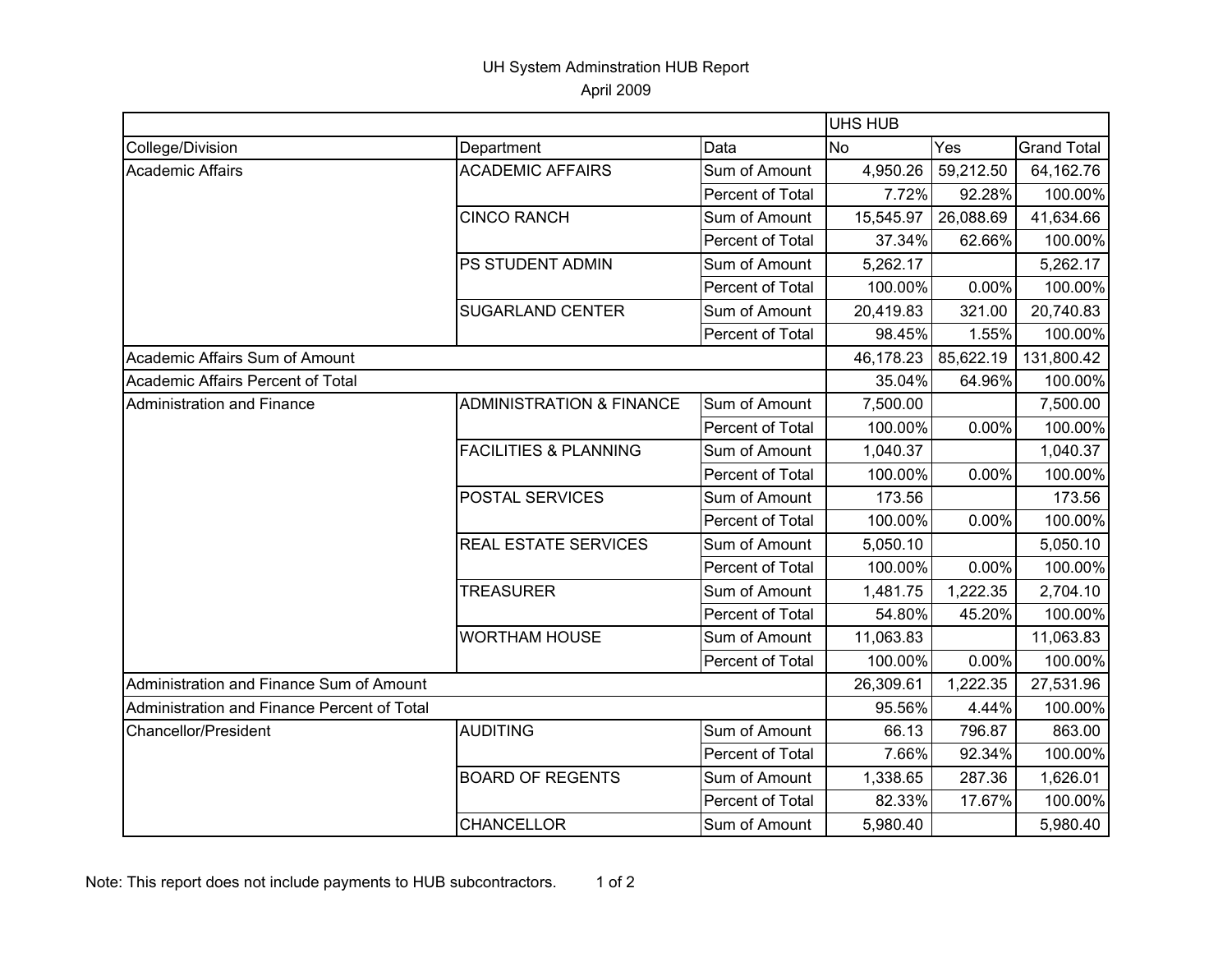# UH System Adminstration HUB Report

April 2009

| | | | UHS HUB | | |
|---|---|---|---|---|---|
| College/Division | Department | Data | No | Yes | Grand Total |
| Academic Affairs | ACADEMIC AFFAIRS | Sum of Amount | 4,950.26 | 59,212.50 | 64,162.76 |
| | | Percent of Total | 7.72% | 92.28% | 100.00% |
| | CINCO RANCH | Sum of Amount | 15,545.97 | 26,088.69 | 41,634.66 |
| | | Percent of Total | 37.34% | 62.66% | 100.00% |
| | PS STUDENT ADMIN | Sum of Amount | 5,262.17 | | 5,262.17 |
| | | Percent of Total | 100.00% | 0.00% | 100.00% |
| | SUGARLAND CENTER | Sum of Amount | 20,419.83 | 321.00 | 20,740.83 |
| | | Percent of Total | 98.45% | 1.55% | 100.00% |
| Academic Affairs Sum of Amount | | | 46,178.23 | 85,622.19 | 131,800.42 |
| Academic Affairs Percent of Total | | | 35.04% | 64.96% | 100.00% |
| Administration and Finance | ADMINISTRATION & FINANCE | Sum of Amount | 7,500.00 | | 7,500.00 |
| | | Percent of Total | 100.00% | 0.00% | 100.00% |
| | FACILITIES & PLANNING | Sum of Amount | 1,040.37 | | 1,040.37 |
| | | Percent of Total | 100.00% | 0.00% | 100.00% |
| | POSTAL SERVICES | Sum of Amount | 173.56 | | 173.56 |
| | | Percent of Total | 100.00% | 0.00% | 100.00% |
| | REAL ESTATE SERVICES | Sum of Amount | 5,050.10 | | 5,050.10 |
| | | Percent of Total | 100.00% | 0.00% | 100.00% |
| | TREASURER | Sum of Amount | 1,481.75 | 1,222.35 | 2,704.10 |
| | | Percent of Total | 54.80% | 45.20% | 100.00% |
| | WORTHAM HOUSE | Sum of Amount | 11,063.83 | | 11,063.83 |
| | | Percent of Total | 100.00% | 0.00% | 100.00% |
| Administration and Finance Sum of Amount | | | 26,309.61 | 1,222.35 | 27,531.96 |
| Administration and Finance Percent of Total | | | 95.56% | 4.44% | 100.00% |
| Chancellor/President | AUDITING | Sum of Amount | 66.13 | 796.87 | 863.00 |
| | | Percent of Total | 7.66% | 92.34% | 100.00% |
| | BOARD OF REGENTS | Sum of Amount | 1,338.65 | 287.36 | 1,626.01 |
| | | Percent of Total | 82.33% | 17.67% | 100.00% |
| | CHANCELLOR | Sum of Amount | 5,980.40 | | 5,980.40 |

Note: This report does not include payments to HUB subcontractors.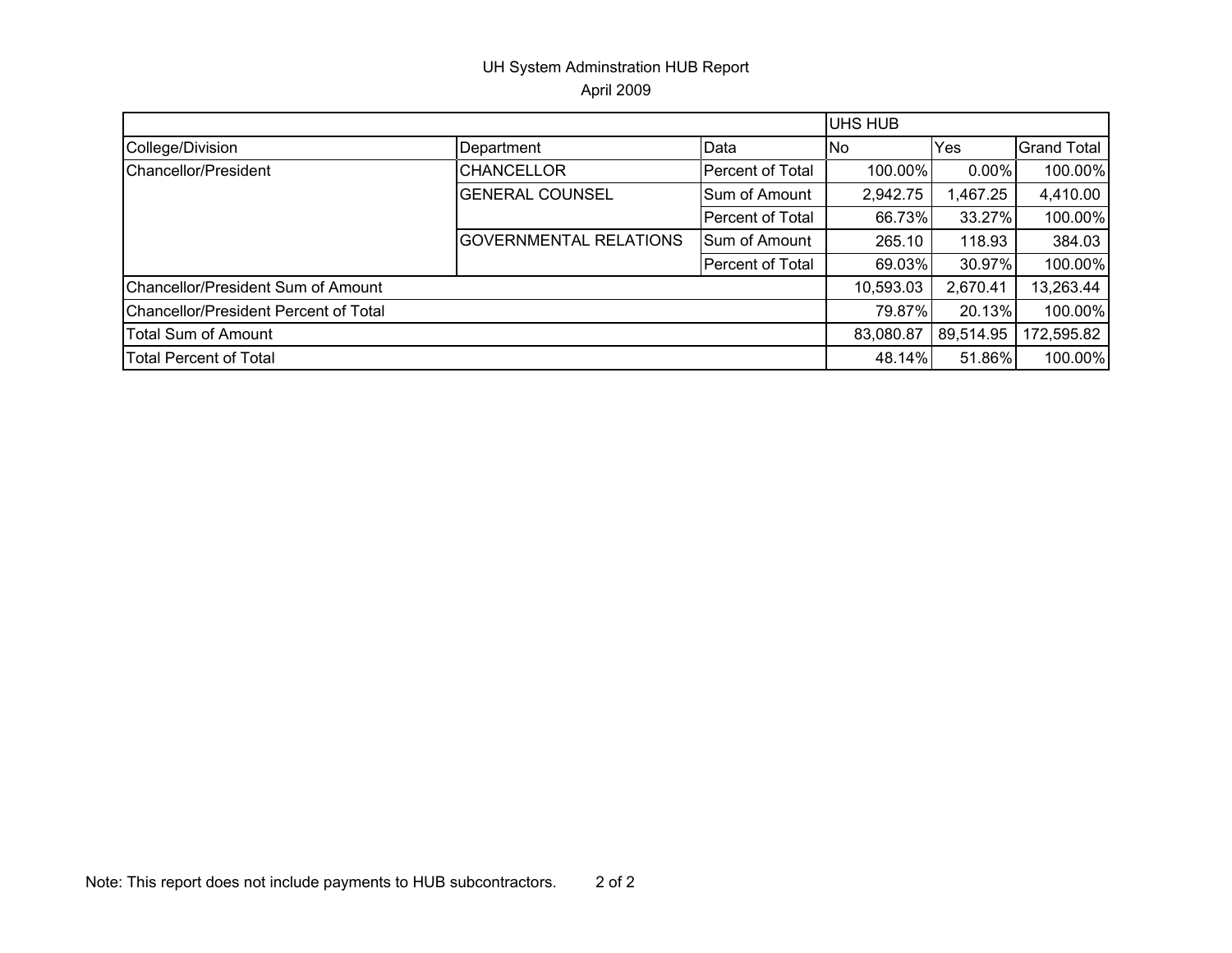UH System Adminstration HUB Report

April 2009

| | | | UHS HUB | | |
|---|---|---|---|---|---|
| College/Division | Department | Data | No | Yes | Grand Total |
| Chancellor/President | CHANCELLOR | Percent of Total | 100.00% | 0.00% | 100.00% |
| | GENERAL COUNSEL | Sum of Amount | 2,942.75 | 1,467.25 | 4,410.00 |
| | | Percent of Total | 66.73% | 33.27% | 100.00% |
| | GOVERNMENTAL RELATIONS | Sum of Amount | 265.10 | 118.93 | 384.03 |
| | | Percent of Total | 69.03% | 30.97% | 100.00% |
| Chancellor/President Sum of Amount | | | 10,593.03 | 2,670.41 | 13,263.44 |
| Chancellor/President Percent of Total | | | 79.87% | 20.13% | 100.00% |
| Total Sum of Amount | | | 83,080.87 | 89,514.95 | 172,595.82 |
| Total Percent of Total | | | 48.14% | 51.86% | 100.00% |

Note: This report does not include payments to HUB subcontractors.